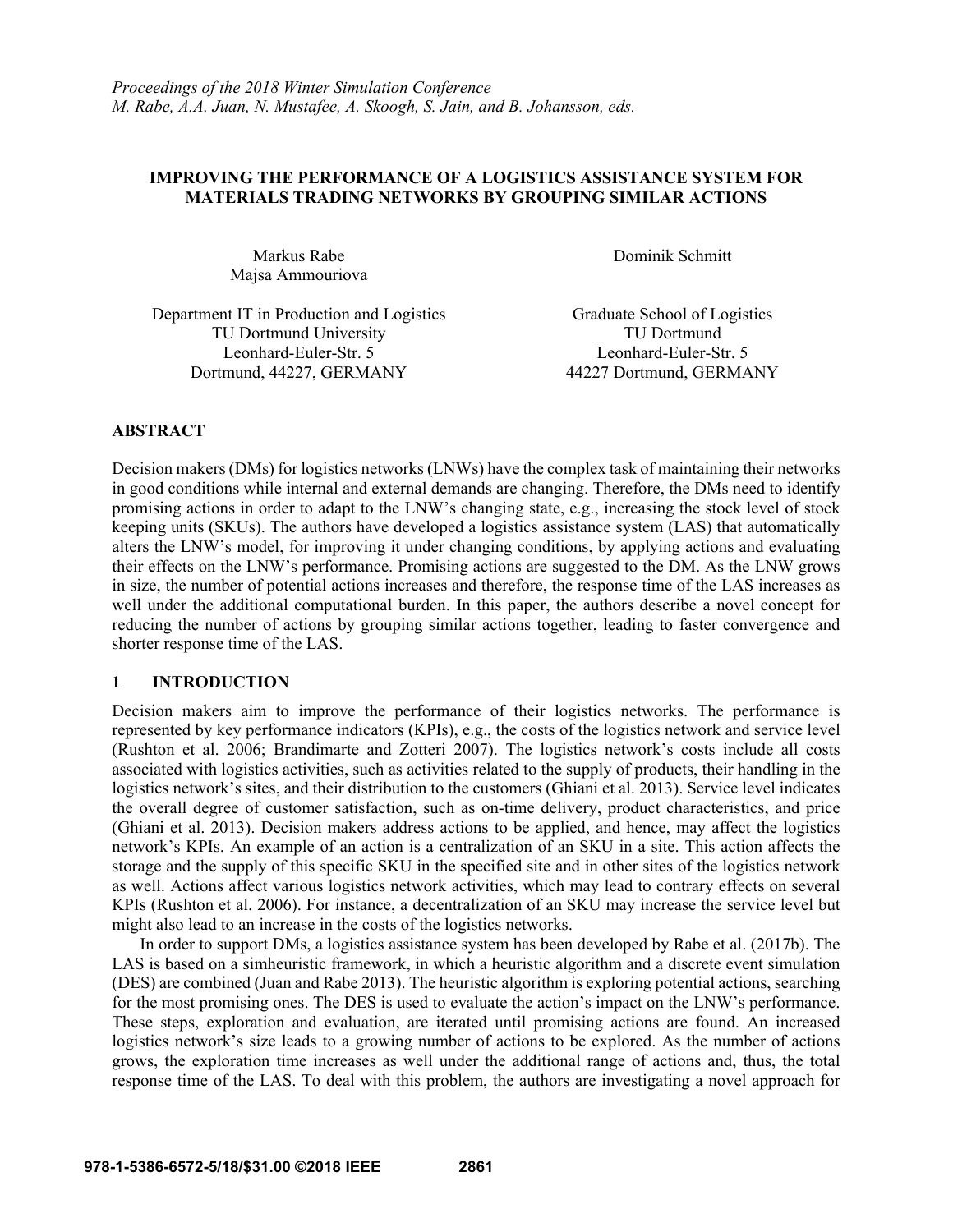*Proceedings of the 2018 Winter Simulation Conference*
*M. Rabe, A.A. Juan, N. Mustafee, A. Skoogh, S. Jain, and B. Johansson, eds.*

# IMPROVING THE PERFORMANCE OF A LOGISTICS ASSISTANCE SYSTEM FOR MATERIALS TRADING NETWORKS BY GROUPING SIMILAR ACTIONS

Markus Rabe
Majsa Ammouriova

Department IT in Production and Logistics
TU Dortmund University
Leonhard-Euler-Str. 5
Dortmund, 44227, GERMANY

Dominik Schmitt

Graduate School of Logistics
TU Dortmund
Leonhard-Euler-Str. 5
44227 Dortmund, GERMANY

## ABSTRACT

Decision makers (DMs) for logistics networks (LNWs) have the complex task of maintaining their networks in good conditions while internal and external demands are changing. Therefore, the DMs need to identify promising actions in order to adapt to the LNW's changing state, e.g., increasing the stock level of stock keeping units (SKUs). The authors have developed a logistics assistance system (LAS) that automatically alters the LNW's model, for improving it under changing conditions, by applying actions and evaluating their effects on the LNW's performance. Promising actions are suggested to the DM. As the LNW grows in size, the number of potential actions increases and therefore, the response time of the LAS increases as well under the additional computational burden. In this paper, the authors describe a novel concept for reducing the number of actions by grouping similar actions together, leading to faster convergence and shorter response time of the LAS.

## 1 INTRODUCTION

Decision makers aim to improve the performance of their logistics networks. The performance is represented by key performance indicators (KPIs), e.g., the costs of the logistics network and service level (Rushton et al. 2006; Brandimarte and Zotteri 2007). The logistics network's costs include all costs associated with logistics activities, such as activities related to the supply of products, their handling in the logistics network's sites, and their distribution to the customers (Ghiani et al. 2013). Service level indicates the overall degree of customer satisfaction, such as on-time delivery, product characteristics, and price (Ghiani et al. 2013). Decision makers address actions to be applied, and hence, may affect the logistics network's KPIs. An example of an action is a centralization of an SKU in a site. This action affects the storage and the supply of this specific SKU in the specified site and in other sites of the logistics network as well. Actions affect various logistics network activities, which may lead to contrary effects on several KPIs (Rushton et al. 2006). For instance, a decentralization of an SKU may increase the service level but might also lead to an increase in the costs of the logistics networks.

In order to support DMs, a logistics assistance system has been developed by Rabe et al. (2017b). The LAS is based on a simheuristic framework, in which a heuristic algorithm and a discrete event simulation (DES) are combined (Juan and Rabe 2013). The heuristic algorithm is exploring potential actions, searching for the most promising ones. The DES is used to evaluate the action's impact on the LNW's performance. These steps, exploration and evaluation, are iterated until promising actions are found. An increased logistics network's size leads to a growing number of actions to be explored. As the number of actions grows, the exploration time increases as well under the additional range of actions and, thus, the total response time of the LAS. To deal with this problem, the authors are investigating a novel approach for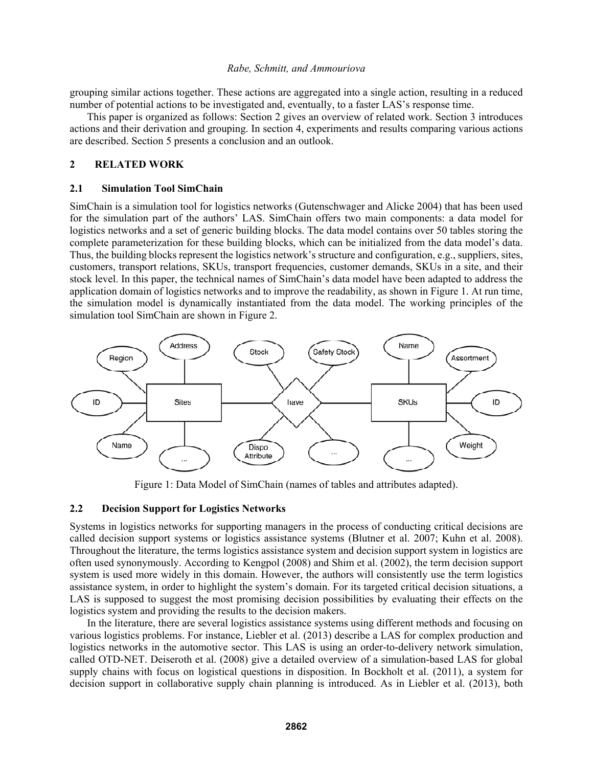grouping similar actions together. These actions are aggregated into a single action, resulting in a reduced number of potential actions to be investigated and, eventually, to a faster LAS's response time.

This paper is organized as follows: Section 2 gives an overview of related work. Section 3 introduces actions and their derivation and grouping. In section 4, experiments and results comparing various actions are described. Section 5 presents a conclusion and an outlook.

## 2 RELATED WORK

### 2.1 Simulation Tool SimChain

SimChain is a simulation tool for logistics networks (Gutenschwager and Alicke 2004) that has been used for the simulation part of the authors' LAS. SimChain offers two main components: a data model for logistics networks and a set of generic building blocks. The data model contains over 50 tables storing the complete parameterization for these building blocks, which can be initialized from the data model's data. Thus, the building blocks represent the logistics network's structure and configuration, e.g., suppliers, sites, customers, transport relations, SKUs, transport frequencies, customer demands, SKUs in a site, and their stock level. In this paper, the technical names of SimChain's data model have been adapted to address the application domain of logistics networks and to improve the readability, as shown in Figure 1. At run time, the simulation model is dynamically instantiated from the data model. The working principles of the simulation tool SimChain are shown in Figure 2.

Figure 1: Data Model of SimChain (names of tables and attributes adapted).

### 2.2 Decision Support for Logistics Networks

Systems in logistics networks for supporting managers in the process of conducting critical decisions are called decision support systems or logistics assistance systems (Blutner et al. 2007; Kuhn et al. 2008). Throughout the literature, the terms logistics assistance system and decision support system in logistics are often used synonymously. According to Kengpol (2008) and Shim et al. (2002), the term decision support system is used more widely in this domain. However, the authors will consistently use the term logistics assistance system, in order to highlight the system's domain. For its targeted critical decision situations, a LAS is supposed to suggest the most promising decision possibilities by evaluating their effects on the logistics system and providing the results to the decision makers.

In the literature, there are several logistics assistance systems using different methods and focusing on various logistics problems. For instance, Liebler et al. (2013) describe a LAS for complex production and logistics networks in the automotive sector. This LAS is using an order-to-delivery network simulation, called OTD-NET. Deiseroth et al. (2008) give a detailed overview of a simulation-based LAS for global supply chains with focus on logistical questions in disposition. In Bockholt et al. (2011), a system for decision support in collaborative supply chain planning is introduced. As in Liebler et al. (2013), both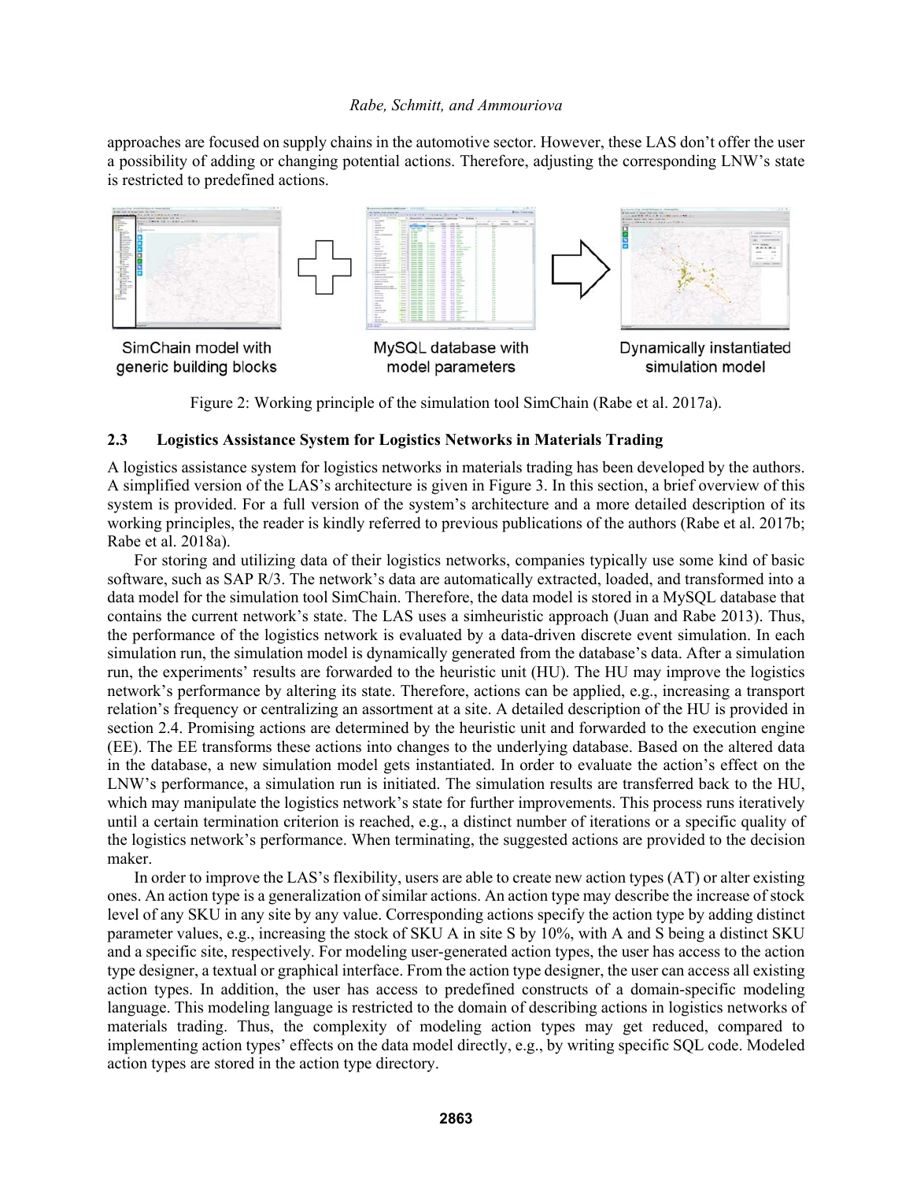approaches are focused on supply chains in the automotive sector. However, these LAS don't offer the user a possibility of adding or changing potential actions. Therefore, adjusting the corresponding LNW's state is restricted to predefined actions.

SimChain model with generic building blocks

MySQL database with model parameters

Dynamically instantiated simulation model

Figure 2: Working principle of the simulation tool SimChain (Rabe et al. 2017a).

### 2.3 Logistics Assistance System for Logistics Networks in Materials Trading

A logistics assistance system for logistics networks in materials trading has been developed by the authors. A simplified version of the LAS's architecture is given in Figure 3. In this section, a brief overview of this system is provided. For a full version of the system's architecture and a more detailed description of its working principles, the reader is kindly referred to previous publications of the authors (Rabe et al. 2017b; Rabe et al. 2018a).

For storing and utilizing data of their logistics networks, companies typically use some kind of basic software, such as SAP R/3. The network's data are automatically extracted, loaded, and transformed into a data model for the simulation tool SimChain. Therefore, the data model is stored in a MySQL database that contains the current network's state. The LAS uses a simheuristic approach (Juan and Rabe 2013). Thus, the performance of the logistics network is evaluated by a data-driven discrete event simulation. In each simulation run, the simulation model is dynamically generated from the database's data. After a simulation run, the experiments' results are forwarded to the heuristic unit (HU). The HU may improve the logistics network's performance by altering its state. Therefore, actions can be applied, e.g., increasing a transport relation's frequency or centralizing an assortment at a site. A detailed description of the HU is provided in section 2.4. Promising actions are determined by the heuristic unit and forwarded to the execution engine (EE). The EE transforms these actions into changes to the underlying database. Based on the altered data in the database, a new simulation model gets instantiated. In order to evaluate the action's effect on the LNW's performance, a simulation run is initiated. The simulation results are transferred back to the HU, which may manipulate the logistics network's state for further improvements. This process runs iteratively until a certain termination criterion is reached, e.g., a distinct number of iterations or a specific quality of the logistics network's performance. When terminating, the suggested actions are provided to the decision maker.

In order to improve the LAS's flexibility, users are able to create new action types (AT) or alter existing ones. An action type is a generalization of similar actions. An action type may describe the increase of stock level of any SKU in any site by any value. Corresponding actions specify the action type by adding distinct parameter values, e.g., increasing the stock of SKU A in site S by 10%, with A and S being a distinct SKU and a specific site, respectively. For modeling user-generated action types, the user has access to the action type designer, a textual or graphical interface. From the action type designer, the user can access all existing action types. In addition, the user has access to predefined constructs of a domain-specific modeling language. This modeling language is restricted to the domain of describing actions in logistics networks of materials trading. Thus, the complexity of modeling action types may get reduced, compared to implementing action types' effects on the data model directly, e.g., by writing specific SQL code. Modeled action types are stored in the action type directory.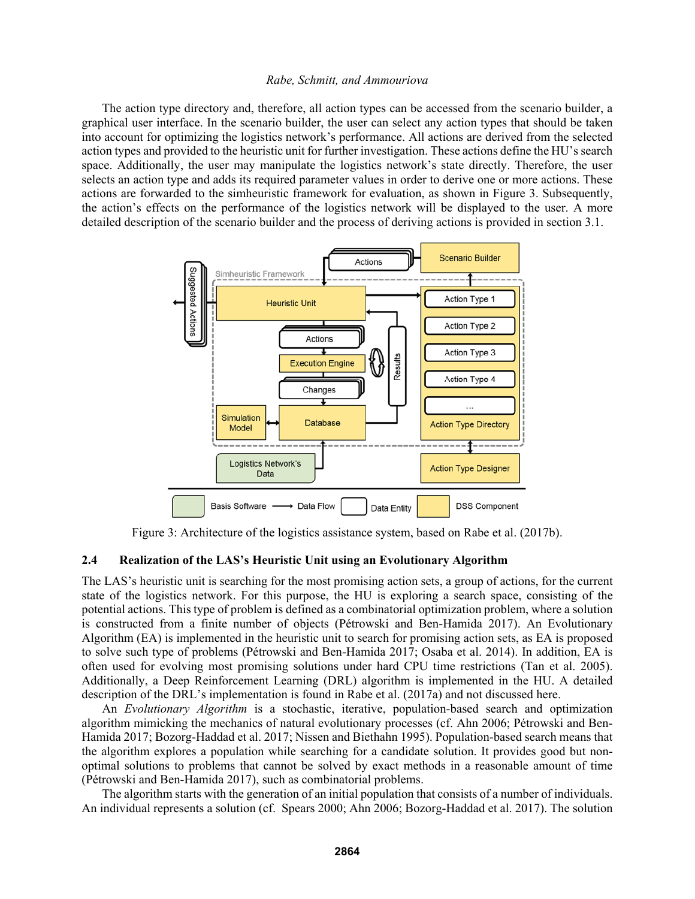The action type directory and, therefore, all action types can be accessed from the scenario builder, a graphical user interface. In the scenario builder, the user can select any action types that should be taken into account for optimizing the logistics network's performance. All actions are derived from the selected action types and provided to the heuristic unit for further investigation. These actions define the HU's search space. Additionally, the user may manipulate the logistics network's state directly. Therefore, the user selects an action type and adds its required parameter values in order to derive one or more actions. These actions are forwarded to the simheuristic framework for evaluation, as shown in Figure 3. Subsequently, the action's effects on the performance of the logistics network will be displayed to the user. A more detailed description of the scenario builder and the process of deriving actions is provided in section 3.1.

Figure 3: Architecture of the logistics assistance system, based on Rabe et al. (2017b).

### 2.4 Realization of the LAS's Heuristic Unit using an Evolutionary Algorithm

The LAS's heuristic unit is searching for the most promising action sets, a group of actions, for the current state of the logistics network. For this purpose, the HU is exploring a search space, consisting of the potential actions. This type of problem is defined as a combinatorial optimization problem, where a solution is constructed from a finite number of objects (Pétrowski and Ben-Hamida 2017). An Evolutionary Algorithm (EA) is implemented in the heuristic unit to search for promising action sets, as EA is proposed to solve such type of problems (Pétrowski and Ben-Hamida 2017; Osaba et al. 2014). In addition, EA is often used for evolving most promising solutions under hard CPU time restrictions (Tan et al. 2005). Additionally, a Deep Reinforcement Learning (DRL) algorithm is implemented in the HU. A detailed description of the DRL's implementation is found in Rabe et al. (2017a) and not discussed here.

An *Evolutionary Algorithm* is a stochastic, iterative, population-based search and optimization algorithm mimicking the mechanics of natural evolutionary processes (cf. Ahn 2006; Pétrowski and Ben-Hamida 2017; Bozorg-Haddad et al. 2017; Nissen and Biethahn 1995). Population-based search means that the algorithm explores a population while searching for a candidate solution. It provides good but non-optimal solutions to problems that cannot be solved by exact methods in a reasonable amount of time (Pétrowski and Ben-Hamida 2017), such as combinatorial problems.

The algorithm starts with the generation of an initial population that consists of a number of individuals. An individual represents a solution (cf. Spears 2000; Ahn 2006; Bozorg-Haddad et al. 2017). The solution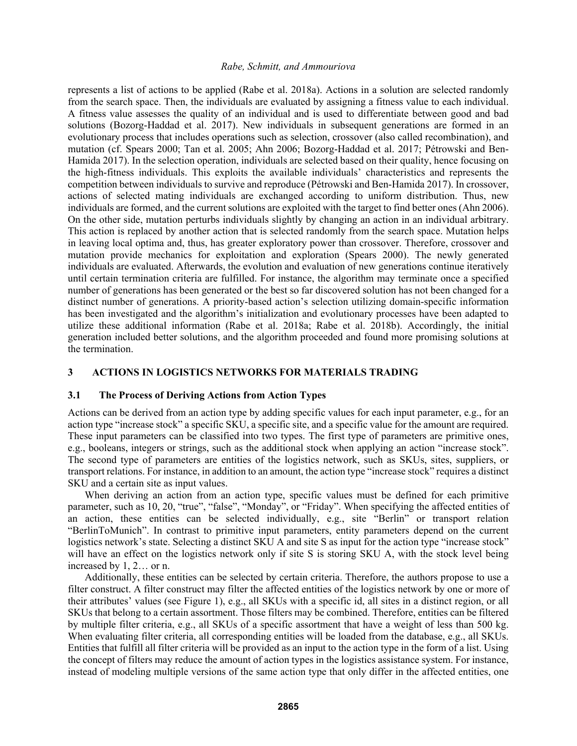represents a list of actions to be applied (Rabe et al. 2018a). Actions in a solution are selected randomly from the search space. Then, the individuals are evaluated by assigning a fitness value to each individual. A fitness value assesses the quality of an individual and is used to differentiate between good and bad solutions (Bozorg-Haddad et al. 2017). New individuals in subsequent generations are formed in an evolutionary process that includes operations such as selection, crossover (also called recombination), and mutation (cf. Spears 2000; Tan et al. 2005; Ahn 2006; Bozorg-Haddad et al. 2017; Pétrowski and Ben-Hamida 2017). In the selection operation, individuals are selected based on their quality, hence focusing on the high-fitness individuals. This exploits the available individuals' characteristics and represents the competition between individuals to survive and reproduce (Pétrowski and Ben-Hamida 2017). In crossover, actions of selected mating individuals are exchanged according to uniform distribution. Thus, new individuals are formed, and the current solutions are exploited with the target to find better ones (Ahn 2006). On the other side, mutation perturbs individuals slightly by changing an action in an individual arbitrary. This action is replaced by another action that is selected randomly from the search space. Mutation helps in leaving local optima and, thus, has greater exploratory power than crossover. Therefore, crossover and mutation provide mechanics for exploitation and exploration (Spears 2000). The newly generated individuals are evaluated. Afterwards, the evolution and evaluation of new generations continue iteratively until certain termination criteria are fulfilled. For instance, the algorithm may terminate once a specified number of generations has been generated or the best so far discovered solution has not been changed for a distinct number of generations. A priority-based action's selection utilizing domain-specific information has been investigated and the algorithm's initialization and evolutionary processes have been adapted to utilize these additional information (Rabe et al. 2018a; Rabe et al. 2018b). Accordingly, the initial generation included better solutions, and the algorithm proceeded and found more promising solutions at the termination.

## 3 ACTIONS IN LOGISTICS NETWORKS FOR MATERIALS TRADING

### 3.1 The Process of Deriving Actions from Action Types

Actions can be derived from an action type by adding specific values for each input parameter, e.g., for an action type "increase stock" a specific SKU, a specific site, and a specific value for the amount are required. These input parameters can be classified into two types. The first type of parameters are primitive ones, e.g., booleans, integers or strings, such as the additional stock when applying an action "increase stock". The second type of parameters are entities of the logistics network, such as SKUs, sites, suppliers, or transport relations. For instance, in addition to an amount, the action type "increase stock" requires a distinct SKU and a certain site as input values.

When deriving an action from an action type, specific values must be defined for each primitive parameter, such as 10, 20, "true", "false", "Monday", or "Friday". When specifying the affected entities of an action, these entities can be selected individually, e.g., site "Berlin" or transport relation "BerlinToMunich". In contrast to primitive input parameters, entity parameters depend on the current logistics network's state. Selecting a distinct SKU A and site S as input for the action type "increase stock" will have an effect on the logistics network only if site S is storing SKU A, with the stock level being increased by 1, 2… or n.

Additionally, these entities can be selected by certain criteria. Therefore, the authors propose to use a filter construct. A filter construct may filter the affected entities of the logistics network by one or more of their attributes' values (see Figure 1), e.g., all SKUs with a specific id, all sites in a distinct region, or all SKUs that belong to a certain assortment. Those filters may be combined. Therefore, entities can be filtered by multiple filter criteria, e.g., all SKUs of a specific assortment that have a weight of less than 500 kg. When evaluating filter criteria, all corresponding entities will be loaded from the database, e.g., all SKUs. Entities that fulfill all filter criteria will be provided as an input to the action type in the form of a list. Using the concept of filters may reduce the amount of action types in the logistics assistance system. For instance, instead of modeling multiple versions of the same action type that only differ in the affected entities, one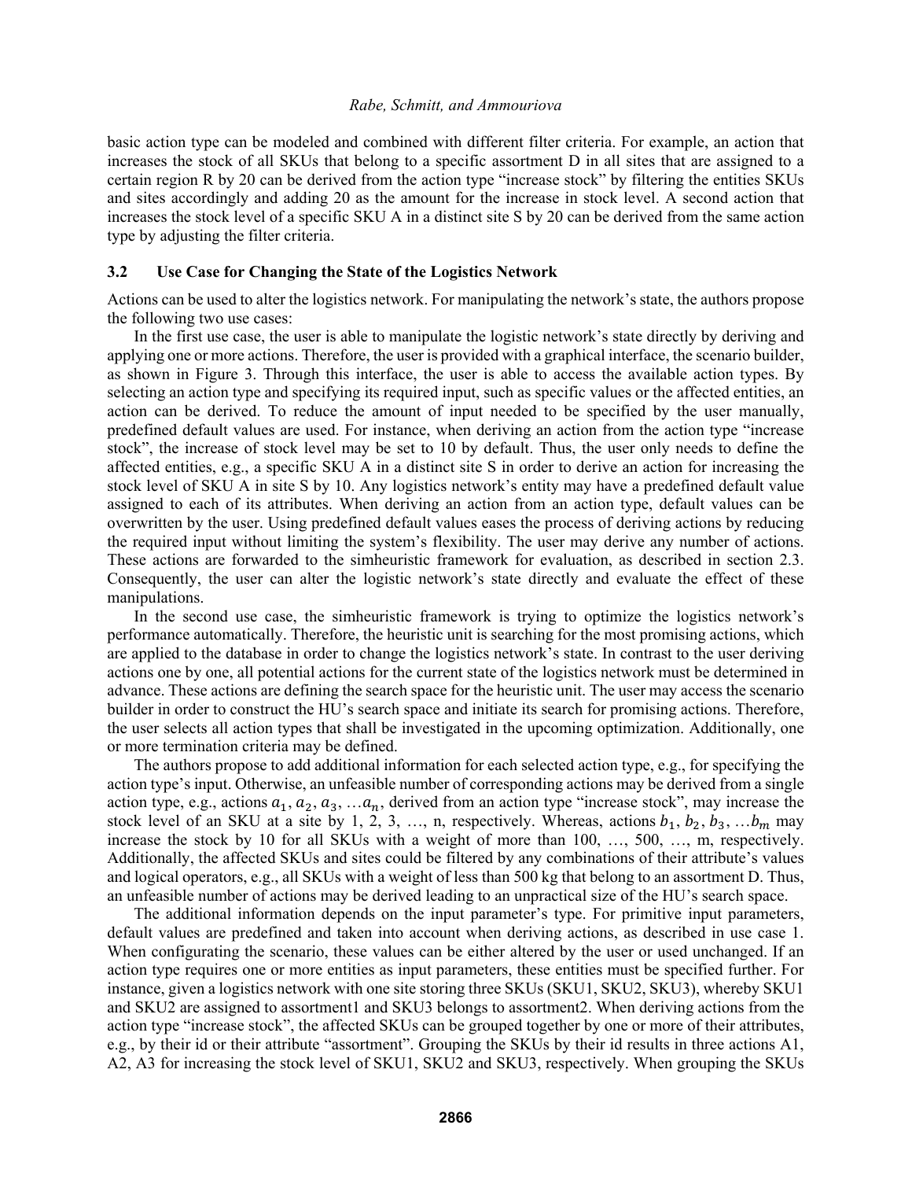basic action type can be modeled and combined with different filter criteria. For example, an action that increases the stock of all SKUs that belong to a specific assortment D in all sites that are assigned to a certain region R by 20 can be derived from the action type "increase stock" by filtering the entities SKUs and sites accordingly and adding 20 as the amount for the increase in stock level. A second action that increases the stock level of a specific SKU A in a distinct site S by 20 can be derived from the same action type by adjusting the filter criteria.

### 3.2 Use Case for Changing the State of the Logistics Network

Actions can be used to alter the logistics network. For manipulating the network's state, the authors propose the following two use cases:

In the first use case, the user is able to manipulate the logistic network's state directly by deriving and applying one or more actions. Therefore, the user is provided with a graphical interface, the scenario builder, as shown in Figure 3. Through this interface, the user is able to access the available action types. By selecting an action type and specifying its required input, such as specific values or the affected entities, an action can be derived. To reduce the amount of input needed to be specified by the user manually, predefined default values are used. For instance, when deriving an action from the action type "increase stock", the increase of stock level may be set to 10 by default. Thus, the user only needs to define the affected entities, e.g., a specific SKU A in a distinct site S in order to derive an action for increasing the stock level of SKU A in site S by 10. Any logistics network's entity may have a predefined default value assigned to each of its attributes. When deriving an action from an action type, default values can be overwritten by the user. Using predefined default values eases the process of deriving actions by reducing the required input without limiting the system's flexibility. The user may derive any number of actions. These actions are forwarded to the simheuristic framework for evaluation, as described in section 2.3. Consequently, the user can alter the logistic network's state directly and evaluate the effect of these manipulations.

In the second use case, the simheuristic framework is trying to optimize the logistics network's performance automatically. Therefore, the heuristic unit is searching for the most promising actions, which are applied to the database in order to change the logistics network's state. In contrast to the user deriving actions one by one, all potential actions for the current state of the logistics network must be determined in advance. These actions are defining the search space for the heuristic unit. The user may access the scenario builder in order to construct the HU's search space and initiate its search for promising actions. Therefore, the user selects all action types that shall be investigated in the upcoming optimization. Additionally, one or more termination criteria may be defined.

The authors propose to add additional information for each selected action type, e.g., for specifying the action type's input. Otherwise, an unfeasible number of corresponding actions may be derived from a single action type, e.g., actions $a_1, a_2, a_3, \ldots a_n$, derived from an action type "increase stock", may increase the stock level of an SKU at a site by 1, 2, 3, …, n, respectively. Whereas, actions $b_1, b_2, b_3, \ldots b_m$ may increase the stock by 10 for all SKUs with a weight of more than 100, …, 500, …, m, respectively. Additionally, the affected SKUs and sites could be filtered by any combinations of their attribute's values and logical operators, e.g., all SKUs with a weight of less than 500 kg that belong to an assortment D. Thus, an unfeasible number of actions may be derived leading to an unpractical size of the HU's search space.

The additional information depends on the input parameter's type. For primitive input parameters, default values are predefined and taken into account when deriving actions, as described in use case 1. When configurating the scenario, these values can be either altered by the user or used unchanged. If an action type requires one or more entities as input parameters, these entities must be specified further. For instance, given a logistics network with one site storing three SKUs (SKU1, SKU2, SKU3), whereby SKU1 and SKU2 are assigned to assortment1 and SKU3 belongs to assortment2. When deriving actions from the action type "increase stock", the affected SKUs can be grouped together by one or more of their attributes, e.g., by their id or their attribute "assortment". Grouping the SKUs by their id results in three actions A1, A2, A3 for increasing the stock level of SKU1, SKU2 and SKU3, respectively. When grouping the SKUs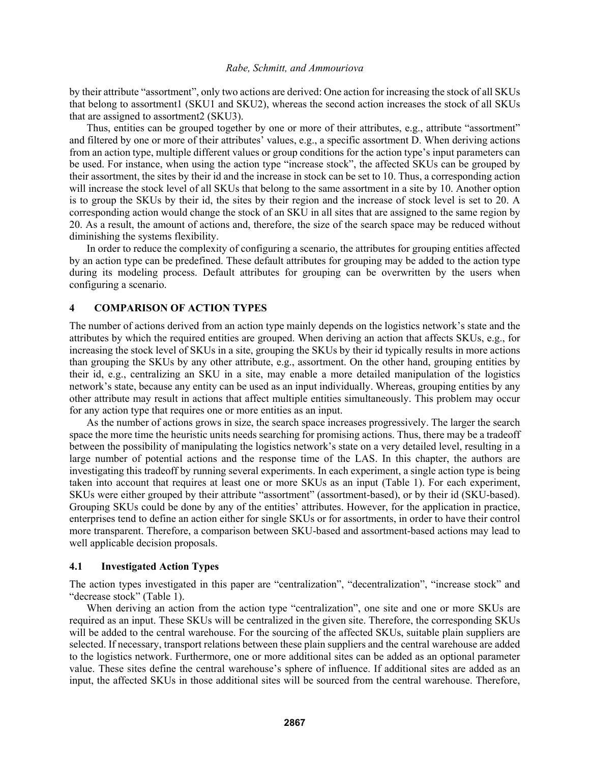by their attribute "assortment", only two actions are derived: One action for increasing the stock of all SKUs that belong to assortment1 (SKU1 and SKU2), whereas the second action increases the stock of all SKUs that are assigned to assortment2 (SKU3).

Thus, entities can be grouped together by one or more of their attributes, e.g., attribute "assortment" and filtered by one or more of their attributes' values, e.g., a specific assortment D. When deriving actions from an action type, multiple different values or group conditions for the action type's input parameters can be used. For instance, when using the action type "increase stock", the affected SKUs can be grouped by their assortment, the sites by their id and the increase in stock can be set to 10. Thus, a corresponding action will increase the stock level of all SKUs that belong to the same assortment in a site by 10. Another option is to group the SKUs by their id, the sites by their region and the increase of stock level is set to 20. A corresponding action would change the stock of an SKU in all sites that are assigned to the same region by 20. As a result, the amount of actions and, therefore, the size of the search space may be reduced without diminishing the systems flexibility.

In order to reduce the complexity of configuring a scenario, the attributes for grouping entities affected by an action type can be predefined. These default attributes for grouping may be added to the action type during its modeling process. Default attributes for grouping can be overwritten by the users when configuring a scenario.

## 4 COMPARISON OF ACTION TYPES

The number of actions derived from an action type mainly depends on the logistics network's state and the attributes by which the required entities are grouped. When deriving an action that affects SKUs, e.g., for increasing the stock level of SKUs in a site, grouping the SKUs by their id typically results in more actions than grouping the SKUs by any other attribute, e.g., assortment. On the other hand, grouping entities by their id, e.g., centralizing an SKU in a site, may enable a more detailed manipulation of the logistics network's state, because any entity can be used as an input individually. Whereas, grouping entities by any other attribute may result in actions that affect multiple entities simultaneously. This problem may occur for any action type that requires one or more entities as an input.

As the number of actions grows in size, the search space increases progressively. The larger the search space the more time the heuristic units needs searching for promising actions. Thus, there may be a tradeoff between the possibility of manipulating the logistics network's state on a very detailed level, resulting in a large number of potential actions and the response time of the LAS. In this chapter, the authors are investigating this tradeoff by running several experiments. In each experiment, a single action type is being taken into account that requires at least one or more SKUs as an input (Table 1). For each experiment, SKUs were either grouped by their attribute "assortment" (assortment-based), or by their id (SKU-based). Grouping SKUs could be done by any of the entities' attributes. However, for the application in practice, enterprises tend to define an action either for single SKUs or for assortments, in order to have their control more transparent. Therefore, a comparison between SKU-based and assortment-based actions may lead to well applicable decision proposals.

### 4.1 Investigated Action Types

The action types investigated in this paper are "centralization", "decentralization", "increase stock" and "decrease stock" (Table 1).

When deriving an action from the action type "centralization", one site and one or more SKUs are required as an input. These SKUs will be centralized in the given site. Therefore, the corresponding SKUs will be added to the central warehouse. For the sourcing of the affected SKUs, suitable plain suppliers are selected. If necessary, transport relations between these plain suppliers and the central warehouse are added to the logistics network. Furthermore, one or more additional sites can be added as an optional parameter value. These sites define the central warehouse's sphere of influence. If additional sites are added as an input, the affected SKUs in those additional sites will be sourced from the central warehouse. Therefore,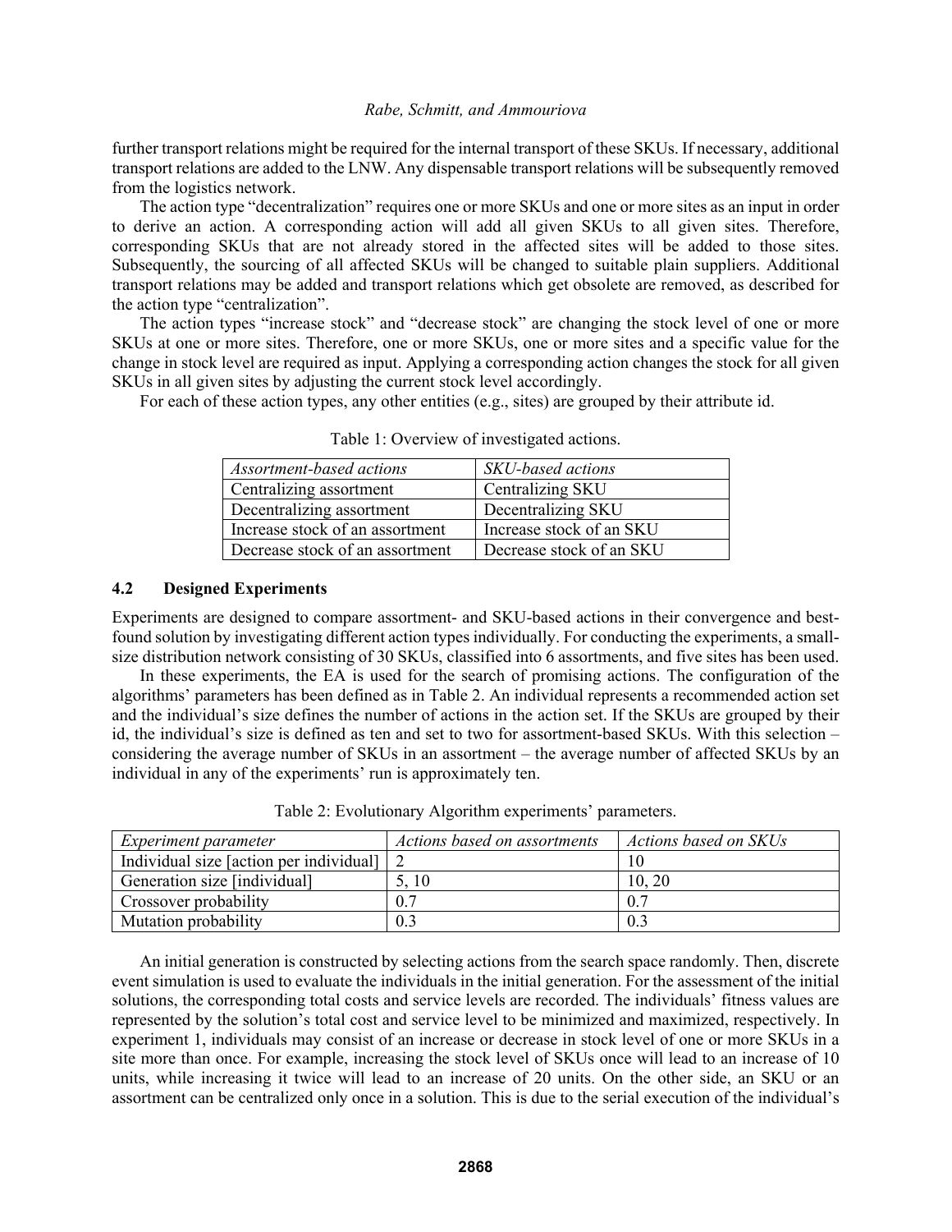further transport relations might be required for the internal transport of these SKUs. If necessary, additional transport relations are added to the LNW. Any dispensable transport relations will be subsequently removed from the logistics network.

The action type "decentralization" requires one or more SKUs and one or more sites as an input in order to derive an action. A corresponding action will add all given SKUs to all given sites. Therefore, corresponding SKUs that are not already stored in the affected sites will be added to those sites. Subsequently, the sourcing of all affected SKUs will be changed to suitable plain suppliers. Additional transport relations may be added and transport relations which get obsolete are removed, as described for the action type "centralization".

The action types "increase stock" and "decrease stock" are changing the stock level of one or more SKUs at one or more sites. Therefore, one or more SKUs, one or more sites and a specific value for the change in stock level are required as input. Applying a corresponding action changes the stock for all given SKUs in all given sites by adjusting the current stock level accordingly.

For each of these action types, any other entities (e.g., sites) are grouped by their attribute id.

Table 1: Overview of investigated actions.

| *Assortment-based actions* | *SKU-based actions* |
| --- | --- |
| Centralizing assortment | Centralizing SKU |
| Decentralizing assortment | Decentralizing SKU |
| Increase stock of an assortment | Increase stock of an SKU |
| Decrease stock of an assortment | Decrease stock of an SKU |

## 4.2 Designed Experiments

Experiments are designed to compare assortment- and SKU-based actions in their convergence and best-found solution by investigating different action types individually. For conducting the experiments, a small-size distribution network consisting of 30 SKUs, classified into 6 assortments, and five sites has been used.

In these experiments, the EA is used for the search of promising actions. The configuration of the algorithms' parameters has been defined as in Table 2. An individual represents a recommended action set and the individual's size defines the number of actions in the action set. If the SKUs are grouped by their id, the individual's size is defined as ten and set to two for assortment-based SKUs. With this selection – considering the average number of SKUs in an assortment – the average number of affected SKUs by an individual in any of the experiments' run is approximately ten.

Table 2: Evolutionary Algorithm experiments' parameters.

| *Experiment parameter* | *Actions based on assortments* | *Actions based on SKUs* |
| --- | --- | --- |
| Individual size [action per individual] | 2 | 10 |
| Generation size [individual] | 5, 10 | 10, 20 |
| Crossover probability | 0.7 | 0.7 |
| Mutation probability | 0.3 | 0.3 |

An initial generation is constructed by selecting actions from the search space randomly. Then, discrete event simulation is used to evaluate the individuals in the initial generation. For the assessment of the initial solutions, the corresponding total costs and service levels are recorded. The individuals' fitness values are represented by the solution's total cost and service level to be minimized and maximized, respectively. In experiment 1, individuals may consist of an increase or decrease in stock level of one or more SKUs in a site more than once. For example, increasing the stock level of SKUs once will lead to an increase of 10 units, while increasing it twice will lead to an increase of 20 units. On the other side, an SKU or an assortment can be centralized only once in a solution. This is due to the serial execution of the individual's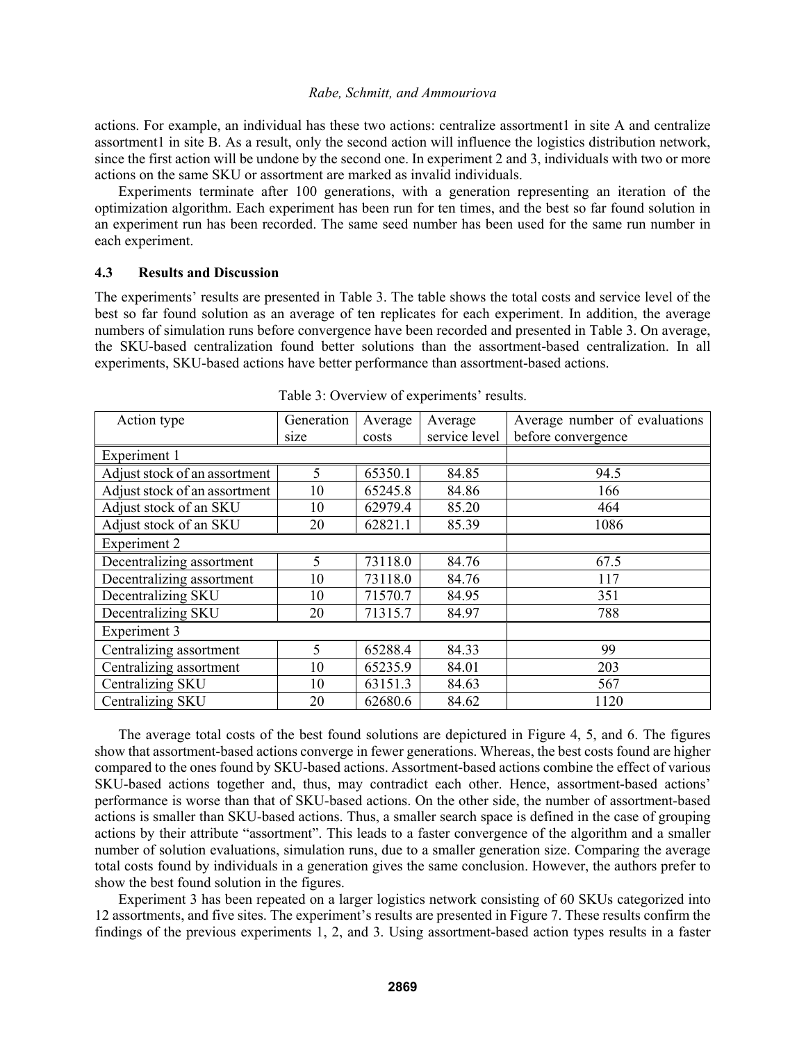actions. For example, an individual has these two actions: centralize assortment1 in site A and centralize assortment1 in site B. As a result, only the second action will influence the logistics distribution network, since the first action will be undone by the second one. In experiment 2 and 3, individuals with two or more actions on the same SKU or assortment are marked as invalid individuals.

Experiments terminate after 100 generations, with a generation representing an iteration of the optimization algorithm. Each experiment has been run for ten times, and the best so far found solution in an experiment run has been recorded. The same seed number has been used for the same run number in each experiment.

### 4.3 Results and Discussion

The experiments' results are presented in Table 3. The table shows the total costs and service level of the best so far found solution as an average of ten replicates for each experiment. In addition, the average numbers of simulation runs before convergence have been recorded and presented in Table 3. On average, the SKU-based centralization found better solutions than the assortment-based centralization. In all experiments, SKU-based actions have better performance than assortment-based actions.

Table 3: Overview of experiments' results.

| Action type | Generation size | Average costs | Average service level | Average number of evaluations before convergence |
|---|---|---|---|---|
| Experiment 1 | | | | |
| Adjust stock of an assortment | 5 | 65350.1 | 84.85 | 94.5 |
| Adjust stock of an assortment | 10 | 65245.8 | 84.86 | 166 |
| Adjust stock of an SKU | 10 | 62979.4 | 85.20 | 464 |
| Adjust stock of an SKU | 20 | 62821.1 | 85.39 | 1086 |
| Experiment 2 | | | | |
| Decentralizing assortment | 5 | 73118.0 | 84.76 | 67.5 |
| Decentralizing assortment | 10 | 73118.0 | 84.76 | 117 |
| Decentralizing SKU | 10 | 71570.7 | 84.95 | 351 |
| Decentralizing SKU | 20 | 71315.7 | 84.97 | 788 |
| Experiment 3 | | | | |
| Centralizing assortment | 5 | 65288.4 | 84.33 | 99 |
| Centralizing assortment | 10 | 65235.9 | 84.01 | 203 |
| Centralizing SKU | 10 | 63151.3 | 84.63 | 567 |
| Centralizing SKU | 20 | 62680.6 | 84.62 | 1120 |

The average total costs of the best found solutions are depictured in Figure 4, 5, and 6. The figures show that assortment-based actions converge in fewer generations. Whereas, the best costs found are higher compared to the ones found by SKU-based actions. Assortment-based actions combine the effect of various SKU-based actions together and, thus, may contradict each other. Hence, assortment-based actions' performance is worse than that of SKU-based actions. On the other side, the number of assortment-based actions is smaller than SKU-based actions. Thus, a smaller search space is defined in the case of grouping actions by their attribute "assortment". This leads to a faster convergence of the algorithm and a smaller number of solution evaluations, simulation runs, due to a smaller generation size. Comparing the average total costs found by individuals in a generation gives the same conclusion. However, the authors prefer to show the best found solution in the figures.

Experiment 3 has been repeated on a larger logistics network consisting of 60 SKUs categorized into 12 assortments, and five sites. The experiment's results are presented in Figure 7. These results confirm the findings of the previous experiments 1, 2, and 3. Using assortment-based action types results in a faster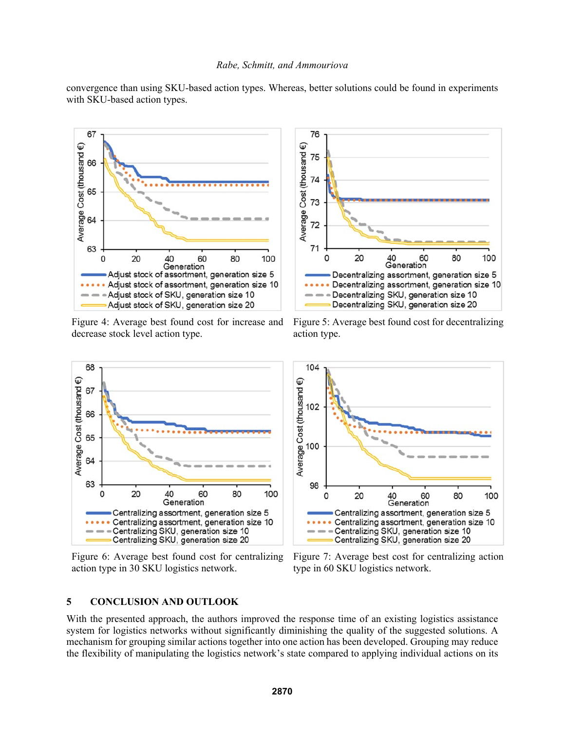convergence than using SKU-based action types. Whereas, better solutions could be found in experiments with SKU-based action types.

Figure 4: Average best found cost for increase and decrease stock level action type.

Figure 5: Average best found cost for decentralizing action type.

Figure 6: Average best found cost for centralizing action type in 30 SKU logistics network.

Figure 7: Average best cost for centralizing action type in 60 SKU logistics network.

## 5 CONCLUSION AND OUTLOOK

With the presented approach, the authors improved the response time of an existing logistics assistance system for logistics networks without significantly diminishing the quality of the suggested solutions. A mechanism for grouping similar actions together into one action has been developed. Grouping may reduce the flexibility of manipulating the logistics network's state compared to applying individual actions on its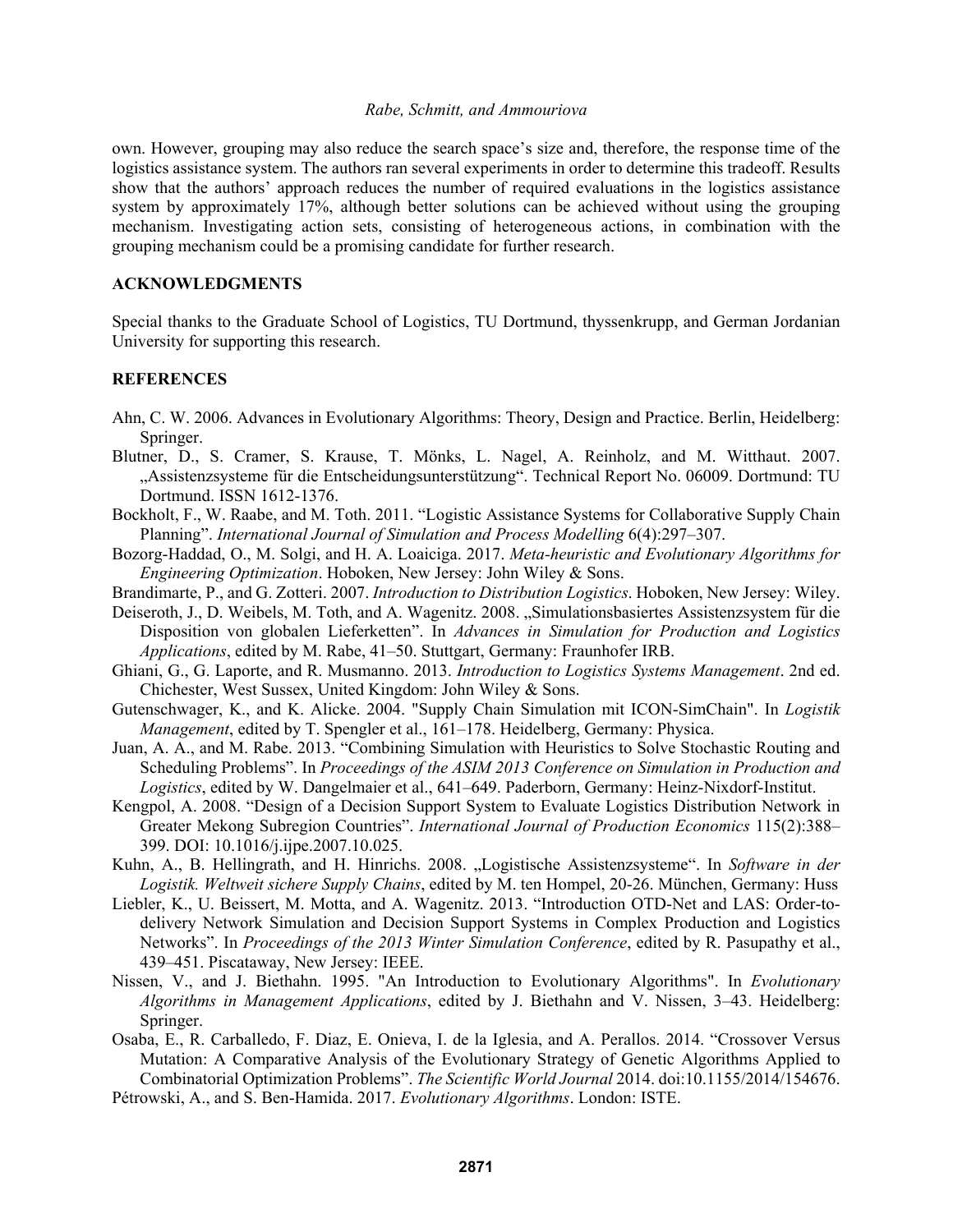own. However, grouping may also reduce the search space's size and, therefore, the response time of the logistics assistance system. The authors ran several experiments in order to determine this tradeoff. Results show that the authors' approach reduces the number of required evaluations in the logistics assistance system by approximately 17%, although better solutions can be achieved without using the grouping mechanism. Investigating action sets, consisting of heterogeneous actions, in combination with the grouping mechanism could be a promising candidate for further research.

## ACKNOWLEDGMENTS

Special thanks to the Graduate School of Logistics, TU Dortmund, thyssenkrupp, and German Jordanian University for supporting this research.

## REFERENCES

Ahn, C. W. 2006. Advances in Evolutionary Algorithms: Theory, Design and Practice. Berlin, Heidelberg: Springer.

Blutner, D., S. Cramer, S. Krause, T. Mönks, L. Nagel, A. Reinholz, and M. Witthaut. 2007. „Assistenzsysteme für die Entscheidungsunterstützung". Technical Report No. 06009. Dortmund: TU Dortmund. ISSN 1612-1376.

Bockholt, F., W. Raabe, and M. Toth. 2011. "Logistic Assistance Systems for Collaborative Supply Chain Planning". *International Journal of Simulation and Process Modelling* 6(4):297–307.

Bozorg-Haddad, O., M. Solgi, and H. A. Loaiciga. 2017. *Meta-heuristic and Evolutionary Algorithms for Engineering Optimization*. Hoboken, New Jersey: John Wiley & Sons.

Brandimarte, P., and G. Zotteri. 2007. *Introduction to Distribution Logistics*. Hoboken, New Jersey: Wiley.

Deiseroth, J., D. Weibels, M. Toth, and A. Wagenitz. 2008. „Simulationsbasiertes Assistenzsystem für die Disposition von globalen Lieferketten". In *Advances in Simulation for Production and Logistics Applications*, edited by M. Rabe, 41–50. Stuttgart, Germany: Fraunhofer IRB.

Ghiani, G., G. Laporte, and R. Musmanno. 2013. *Introduction to Logistics Systems Management*. 2nd ed. Chichester, West Sussex, United Kingdom: John Wiley & Sons.

Gutenschwager, K., and K. Alicke. 2004. "Supply Chain Simulation mit ICON-SimChain". In *Logistik Management*, edited by T. Spengler et al., 161–178. Heidelberg, Germany: Physica.

Juan, A. A., and M. Rabe. 2013. "Combining Simulation with Heuristics to Solve Stochastic Routing and Scheduling Problems". In *Proceedings of the ASIM 2013 Conference on Simulation in Production and Logistics*, edited by W. Dangelmaier et al., 641–649. Paderborn, Germany: Heinz-Nixdorf-Institut.

Kengpol, A. 2008. "Design of a Decision Support System to Evaluate Logistics Distribution Network in Greater Mekong Subregion Countries". *International Journal of Production Economics* 115(2):388–399. DOI: 10.1016/j.ijpe.2007.10.025.

Kuhn, A., B. Hellingrath, and H. Hinrichs. 2008. „Logistische Assistenzsysteme". In *Software in der Logistik. Weltweit sichere Supply Chains*, edited by M. ten Hompel, 20-26. München, Germany: Huss

Liebler, K., U. Beissert, M. Motta, and A. Wagenitz. 2013. "Introduction OTD-Net and LAS: Order-to-delivery Network Simulation and Decision Support Systems in Complex Production and Logistics Networks". In *Proceedings of the 2013 Winter Simulation Conference*, edited by R. Pasupathy et al., 439–451. Piscataway, New Jersey: IEEE.

Nissen, V., and J. Biethahn. 1995. "An Introduction to Evolutionary Algorithms". In *Evolutionary Algorithms in Management Applications*, edited by J. Biethahn and V. Nissen, 3–43. Heidelberg: Springer.

Osaba, E., R. Carballedo, F. Diaz, E. Onieva, I. de la Iglesia, and A. Perallos. 2014. "Crossover Versus Mutation: A Comparative Analysis of the Evolutionary Strategy of Genetic Algorithms Applied to Combinatorial Optimization Problems". *The Scientific World Journal* 2014. doi:10.1155/2014/154676.

Pétrowski, A., and S. Ben-Hamida. 2017. *Evolutionary Algorithms*. London: ISTE.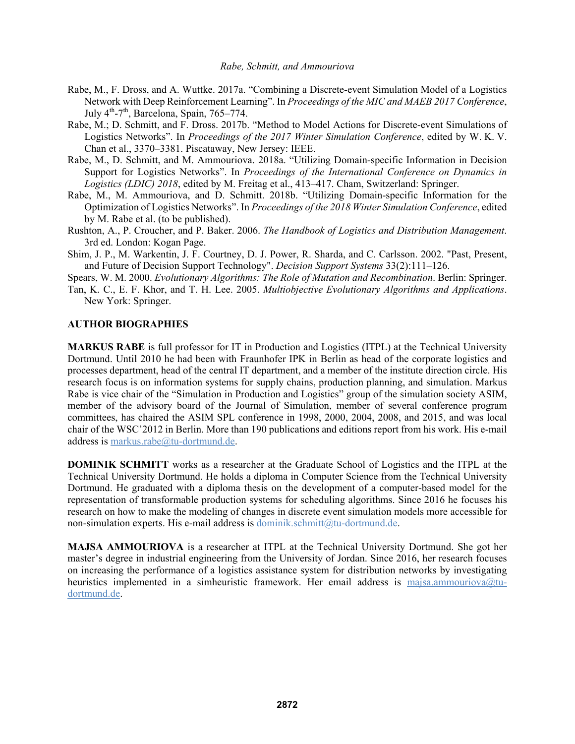Rabe, M., F. Dross, and A. Wuttke. 2017a. “Combining a Discrete-event Simulation Model of a Logistics Network with Deep Reinforcement Learning”. In *Proceedings of the MIC and MAEB 2017 Conference*, July 4th-7th, Barcelona, Spain, 765–774.

Rabe, M.; D. Schmitt, and F. Dross. 2017b. “Method to Model Actions for Discrete-event Simulations of Logistics Networks”. In *Proceedings of the 2017 Winter Simulation Conference*, edited by W. K. V. Chan et al., 3370–3381. Piscataway, New Jersey: IEEE.

Rabe, M., D. Schmitt, and M. Ammouriova. 2018a. “Utilizing Domain-specific Information in Decision Support for Logistics Networks”. In *Proceedings of the International Conference on Dynamics in Logistics (LDIC) 2018*, edited by M. Freitag et al., 413–417. Cham, Switzerland: Springer.

Rabe, M., M. Ammouriova, and D. Schmitt. 2018b. “Utilizing Domain-specific Information for the Optimization of Logistics Networks”. In *Proceedings of the 2018 Winter Simulation Conference*, edited by M. Rabe et al. (to be published).

Rushton, A., P. Croucher, and P. Baker. 2006. *The Handbook of Logistics and Distribution Management*. 3rd ed. London: Kogan Page.

Shim, J. P., M. Warkentin, J. F. Courtney, D. J. Power, R. Sharda, and C. Carlsson. 2002. "Past, Present, and Future of Decision Support Technology". *Decision Support Systems* 33(2):111–126.

Spears, W. M. 2000. *Evolutionary Algorithms: The Role of Mutation and Recombination*. Berlin: Springer.

Tan, K. C., E. F. Khor, and T. H. Lee. 2005. *Multiobjective Evolutionary Algorithms and Applications*. New York: Springer.

## AUTHOR BIOGRAPHIES

**MARKUS RABE** is full professor for IT in Production and Logistics (ITPL) at the Technical University Dortmund. Until 2010 he had been with Fraunhofer IPK in Berlin as head of the corporate logistics and processes department, head of the central IT department, and a member of the institute direction circle. His research focus is on information systems for supply chains, production planning, and simulation. Markus Rabe is vice chair of the “Simulation in Production and Logistics” group of the simulation society ASIM, member of the advisory board of the Journal of Simulation, member of several conference program committees, has chaired the ASIM SPL conference in 1998, 2000, 2004, 2008, and 2015, and was local chair of the WSC’2012 in Berlin. More than 190 publications and editions report from his work. His e-mail address is markus.rabe@tu-dortmund.de.

**DOMINIK SCHMITT** works as a researcher at the Graduate School of Logistics and the ITPL at the Technical University Dortmund. He holds a diploma in Computer Science from the Technical University Dortmund. He graduated with a diploma thesis on the development of a computer-based model for the representation of transformable production systems for scheduling algorithms. Since 2016 he focuses his research on how to make the modeling of changes in discrete event simulation models more accessible for non-simulation experts. His e-mail address is dominik.schmitt@tu-dortmund.de.

**MAJSA AMMOURIOVA** is a researcher at ITPL at the Technical University Dortmund. She got her master’s degree in industrial engineering from the University of Jordan. Since 2016, her research focuses on increasing the performance of a logistics assistance system for distribution networks by investigating heuristics implemented in a simheuristic framework. Her email address is majsa.ammouriova@tu-dortmund.de.